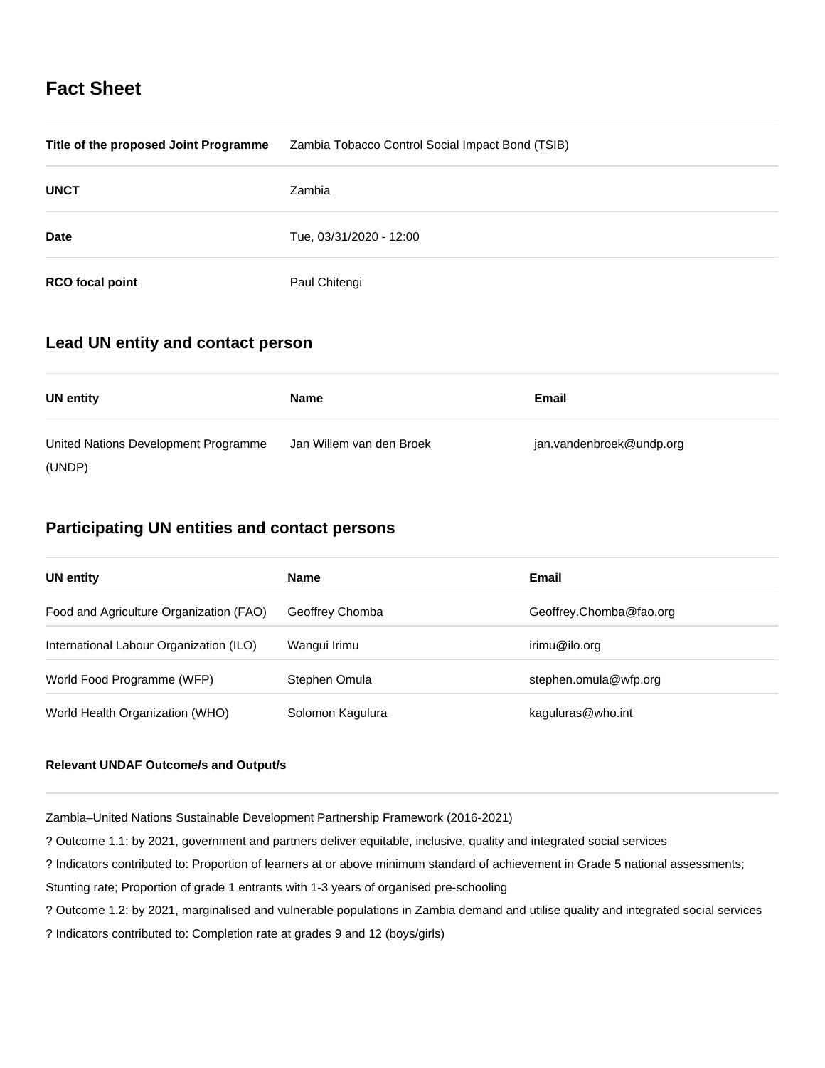## Fact Sheet

| | |
|---|---|
| **Title of the proposed Joint Programme** | Zambia Tobacco Control Social Impact Bond (TSIB) |
| **UNCT** | Zambia |
| **Date** | Tue, 03/31/2020 - 12:00 |
| **RCO focal point** | Paul Chitengi |

## Lead UN entity and contact person

| UN entity | Name | Email |
|---|---|---|
| United Nations Development Programme (UNDP) | Jan Willem van den Broek | jan.vandenbroek@undp.org |

## Participating UN entities and contact persons

| UN entity | Name | Email |
|---|---|---|
| Food and Agriculture Organization (FAO) | Geoffrey Chomba | Geoffrey.Chomba@fao.org |
| International Labour Organization (ILO) | Wangui Irimu | irimu@ilo.org |
| World Food Programme (WFP) | Stephen Omula | stephen.omula@wfp.org |
| World Health Organization (WHO) | Solomon Kagulura | kaguluras@who.int |

#### Relevant UNDAF Outcome/s and Output/s

Zambia–United Nations Sustainable Development Partnership Framework (2016-2021)

? Outcome 1.1: by 2021, government and partners deliver equitable, inclusive, quality and integrated social services

? Indicators contributed to: Proportion of learners at or above minimum standard of achievement in Grade 5 national assessments; Stunting rate; Proportion of grade 1 entrants with 1-3 years of organised pre-schooling

? Outcome 1.2: by 2021, marginalised and vulnerable populations in Zambia demand and utilise quality and integrated social services

? Indicators contributed to: Completion rate at grades 9 and 12 (boys/girls)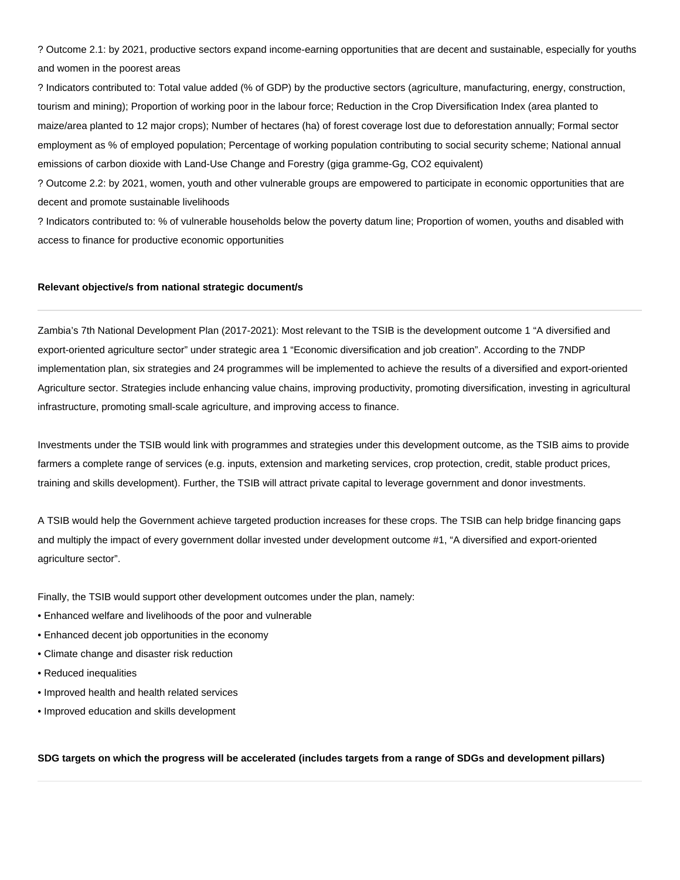? Outcome 2.1: by 2021, productive sectors expand income-earning opportunities that are decent and sustainable, especially for youths and women in the poorest areas

? Indicators contributed to: Total value added (% of GDP) by the productive sectors (agriculture, manufacturing, energy, construction, tourism and mining); Proportion of working poor in the labour force; Reduction in the Crop Diversification Index (area planted to maize/area planted to 12 major crops); Number of hectares (ha) of forest coverage lost due to deforestation annually; Formal sector employment as % of employed population; Percentage of working population contributing to social security scheme; National annual emissions of carbon dioxide with Land-Use Change and Forestry (giga gramme-Gg, $CO_2$ equivalent)

? Outcome 2.2: by 2021, women, youth and other vulnerable groups are empowered to participate in economic opportunities that are decent and promote sustainable livelihoods

? Indicators contributed to: % of vulnerable households below the poverty datum line; Proportion of women, youths and disabled with access to finance for productive economic opportunities

**Relevant objective/s from national strategic document/s**

---

Zambia's 7th National Development Plan (2017-2021): Most relevant to the TSIB is the development outcome 1 "A diversified and export-oriented agriculture sector" under strategic area 1 "Economic diversification and job creation". According to the 7NDP implementation plan, six strategies and 24 programmes will be implemented to achieve the results of a diversified and export-oriented Agriculture sector. Strategies include enhancing value chains, improving productivity, promoting diversification, investing in agricultural infrastructure, promoting small-scale agriculture, and improving access to finance.

Investments under the TSIB would link with programmes and strategies under this development outcome, as the TSIB aims to provide farmers a complete range of services (e.g. inputs, extension and marketing services, crop protection, credit, stable product prices, training and skills development). Further, the TSIB will attract private capital to leverage government and donor investments.

A TSIB would help the Government achieve targeted production increases for these crops. The TSIB can help bridge financing gaps and multiply the impact of every government dollar invested under development outcome #1, "A diversified and export-oriented agriculture sector".

Finally, the TSIB would support other development outcomes under the plan, namely:

- Enhanced welfare and livelihoods of the poor and vulnerable
- Enhanced decent job opportunities in the economy
- Climate change and disaster risk reduction
- Reduced inequalities
- Improved health and health related services
- Improved education and skills development

**SDG targets on which the progress will be accelerated (includes targets from a range of SDGs and development pillars)**

---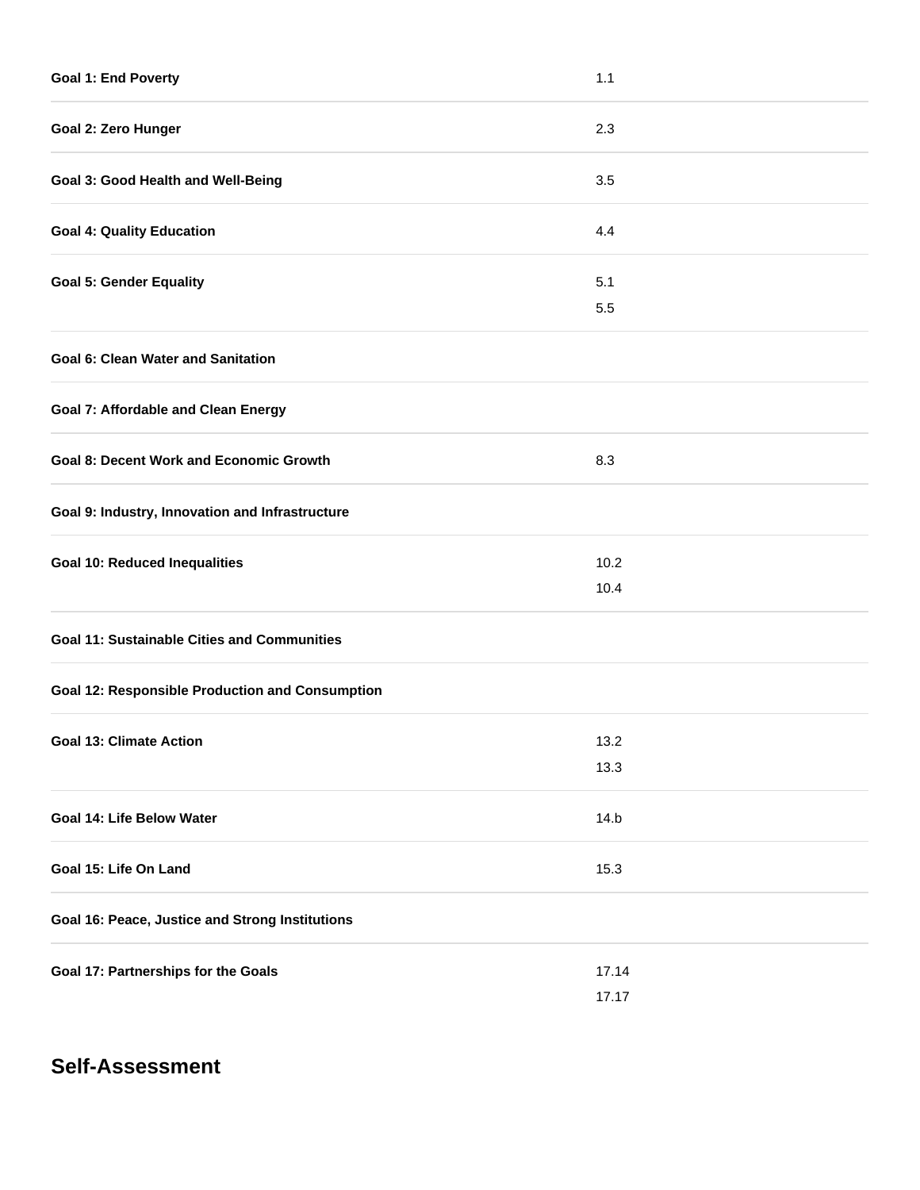| | |
|---|---|
| **Goal 1: End Poverty** | 1.1 |
| **Goal 2: Zero Hunger** | 2.3 |
| **Goal 3: Good Health and Well-Being** | 3.5 |
| **Goal 4: Quality Education** | 4.4 |
| **Goal 5: Gender Equality** | 5.1<br>5.5 |
| **Goal 6: Clean Water and Sanitation** | |
| **Goal 7: Affordable and Clean Energy** | |
| **Goal 8: Decent Work and Economic Growth** | 8.3 |
| **Goal 9: Industry, Innovation and Infrastructure** | |
| **Goal 10: Reduced Inequalities** | 10.2<br>10.4 |
| **Goal 11: Sustainable Cities and Communities** | |
| **Goal 12: Responsible Production and Consumption** | |
| **Goal 13: Climate Action** | 13.2<br>13.3 |
| **Goal 14: Life Below Water** | 14.b |
| **Goal 15: Life On Land** | 15.3 |
| **Goal 16: Peace, Justice and Strong Institutions** | |
| **Goal 17: Partnerships for the Goals** | 17.14<br>17.17 |

## Self-Assessment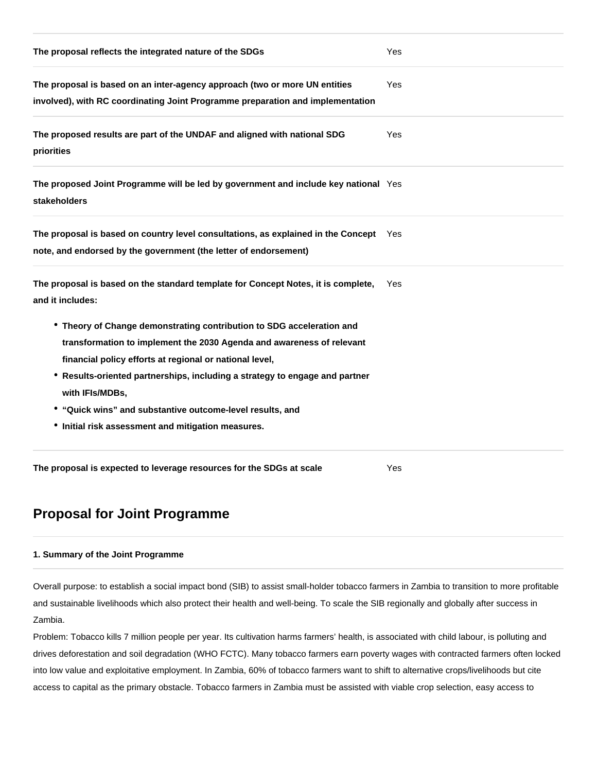| | |
|---|---|
| **The proposal reflects the integrated nature of the SDGs** | Yes |
| **The proposal is based on an inter-agency approach (two or more UN entities involved), with RC coordinating Joint Programme preparation and implementation** | Yes |
| **The proposed results are part of the UNDAF and aligned with national SDG priorities** | Yes |
| **The proposed Joint Programme will be led by government and include key national stakeholders** | Yes |
| **The proposal is based on country level consultations, as explained in the Concept note, and endorsed by the government (the letter of endorsement)** | Yes |
| **The proposal is based on the standard template for Concept Notes, it is complete, and it includes:** <br>• **Theory of Change demonstrating contribution to SDG acceleration and transformation to implement the 2030 Agenda and awareness of relevant financial policy efforts at regional or national level,** <br>• **Results-oriented partnerships, including a strategy to engage and partner with IFIs/MDBs,** <br>• **"Quick wins" and substantive outcome-level results, and** <br>• **Initial risk assessment and mitigation measures.** | Yes |
| **The proposal is expected to leverage resources for the SDGs at scale** | Yes |

## Proposal for Joint Programme

#### 1. Summary of the Joint Programme

Overall purpose: to establish a social impact bond (SIB) to assist small-holder tobacco farmers in Zambia to transition to more profitable and sustainable livelihoods which also protect their health and well-being. To scale the SIB regionally and globally after success in Zambia.

Problem: Tobacco kills 7 million people per year. Its cultivation harms farmers' health, is associated with child labour, is polluting and drives deforestation and soil degradation (WHO FCTC). Many tobacco farmers earn poverty wages with contracted farmers often locked into low value and exploitative employment. In Zambia, 60% of tobacco farmers want to shift to alternative crops/livelihoods but cite access to capital as the primary obstacle. Tobacco farmers in Zambia must be assisted with viable crop selection, easy access to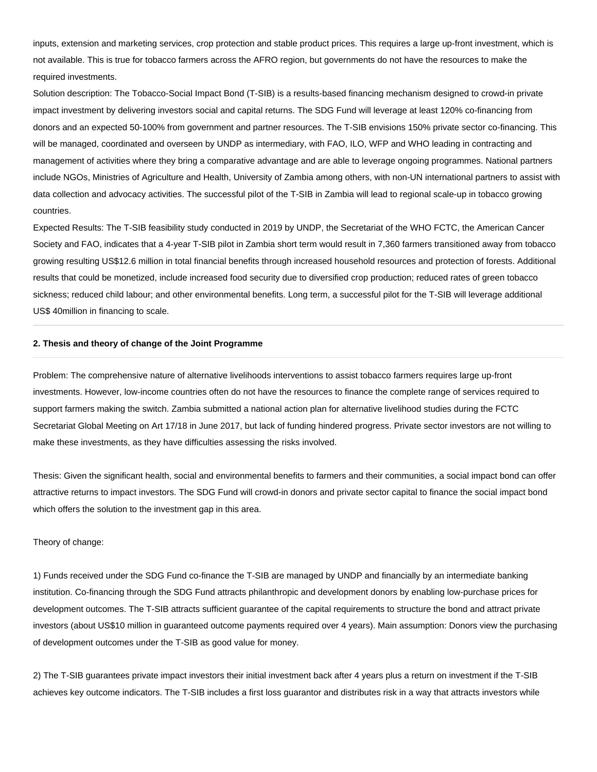inputs, extension and marketing services, crop protection and stable product prices. This requires a large up-front investment, which is not available. This is true for tobacco farmers across the AFRO region, but governments do not have the resources to make the required investments.

Solution description: The Tobacco-Social Impact Bond (T-SIB) is a results-based financing mechanism designed to crowd-in private impact investment by delivering investors social and capital returns. The SDG Fund will leverage at least 120% co-financing from donors and an expected 50-100% from government and partner resources. The T-SIB envisions 150% private sector co-financing. This will be managed, coordinated and overseen by UNDP as intermediary, with FAO, ILO, WFP and WHO leading in contracting and management of activities where they bring a comparative advantage and are able to leverage ongoing programmes. National partners include NGOs, Ministries of Agriculture and Health, University of Zambia among others, with non-UN international partners to assist with data collection and advocacy activities. The successful pilot of the T-SIB in Zambia will lead to regional scale-up in tobacco growing countries.

Expected Results: The T-SIB feasibility study conducted in 2019 by UNDP, the Secretariat of the WHO FCTC, the American Cancer Society and FAO, indicates that a 4-year T-SIB pilot in Zambia short term would result in 7,360 farmers transitioned away from tobacco growing resulting US$12.6 million in total financial benefits through increased household resources and protection of forests. Additional results that could be monetized, include increased food security due to diversified crop production; reduced rates of green tobacco sickness; reduced child labour; and other environmental benefits. Long term, a successful pilot for the T-SIB will leverage additional US$ 40million in financing to scale.

---

**2. Thesis and theory of change of the Joint Programme**

---

Problem: The comprehensive nature of alternative livelihoods interventions to assist tobacco farmers requires large up-front investments. However, low-income countries often do not have the resources to finance the complete range of services required to support farmers making the switch. Zambia submitted a national action plan for alternative livelihood studies during the FCTC Secretariat Global Meeting on Art 17/18 in June 2017, but lack of funding hindered progress. Private sector investors are not willing to make these investments, as they have difficulties assessing the risks involved.

Thesis: Given the significant health, social and environmental benefits to farmers and their communities, a social impact bond can offer attractive returns to impact investors. The SDG Fund will crowd-in donors and private sector capital to finance the social impact bond which offers the solution to the investment gap in this area.

Theory of change:

1) Funds received under the SDG Fund co-finance the T-SIB are managed by UNDP and financially by an intermediate banking institution. Co-financing through the SDG Fund attracts philanthropic and development donors by enabling low-purchase prices for development outcomes. The T-SIB attracts sufficient guarantee of the capital requirements to structure the bond and attract private investors (about US$10 million in guaranteed outcome payments required over 4 years). Main assumption: Donors view the purchasing of development outcomes under the T-SIB as good value for money.

2) The T-SIB guarantees private impact investors their initial investment back after 4 years plus a return on investment if the T-SIB achieves key outcome indicators. The T-SIB includes a first loss guarantor and distributes risk in a way that attracts investors while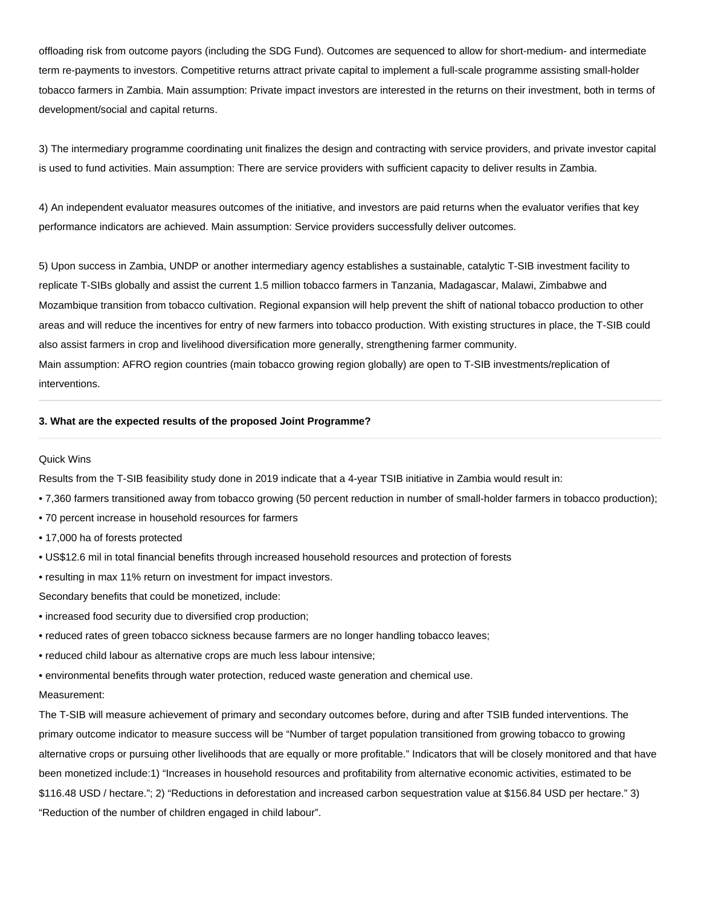offloading risk from outcome payors (including the SDG Fund). Outcomes are sequenced to allow for short-medium- and intermediate term re-payments to investors. Competitive returns attract private capital to implement a full-scale programme assisting small-holder tobacco farmers in Zambia. Main assumption: Private impact investors are interested in the returns on their investment, both in terms of development/social and capital returns.

3) The intermediary programme coordinating unit finalizes the design and contracting with service providers, and private investor capital is used to fund activities. Main assumption: There are service providers with sufficient capacity to deliver results in Zambia.

4) An independent evaluator measures outcomes of the initiative, and investors are paid returns when the evaluator verifies that key performance indicators are achieved. Main assumption: Service providers successfully deliver outcomes.

5) Upon success in Zambia, UNDP or another intermediary agency establishes a sustainable, catalytic T-SIB investment facility to replicate T-SIBs globally and assist the current 1.5 million tobacco farmers in Tanzania, Madagascar, Malawi, Zimbabwe and Mozambique transition from tobacco cultivation. Regional expansion will help prevent the shift of national tobacco production to other areas and will reduce the incentives for entry of new farmers into tobacco production. With existing structures in place, the T-SIB could also assist farmers in crop and livelihood diversification more generally, strengthening farmer community.
Main assumption: AFRO region countries (main tobacco growing region globally) are open to T-SIB investments/replication of interventions.

---

**3. What are the expected results of the proposed Joint Programme?**

---

Quick Wins

Results from the T-SIB feasibility study done in 2019 indicate that a 4-year TSIB initiative in Zambia would result in:

- 7,360 farmers transitioned away from tobacco growing (50 percent reduction in number of small-holder farmers in tobacco production);
- 70 percent increase in household resources for farmers
- 17,000 ha of forests protected
- US$12.6 mil in total financial benefits through increased household resources and protection of forests
- resulting in max 11% return on investment for impact investors.

Secondary benefits that could be monetized, include:

- increased food security due to diversified crop production;
- reduced rates of green tobacco sickness because farmers are no longer handling tobacco leaves;
- reduced child labour as alternative crops are much less labour intensive;
- environmental benefits through water protection, reduced waste generation and chemical use.

Measurement:

The T-SIB will measure achievement of primary and secondary outcomes before, during and after TSIB funded interventions. The primary outcome indicator to measure success will be "Number of target population transitioned from growing tobacco to growing alternative crops or pursuing other livelihoods that are equally or more profitable." Indicators that will be closely monitored and that have been monetized include:1) "Increases in household resources and profitability from alternative economic activities, estimated to be $116.48 USD / hectare."; 2) "Reductions in deforestation and increased carbon sequestration value at $156.84 USD per hectare." 3) "Reduction of the number of children engaged in child labour".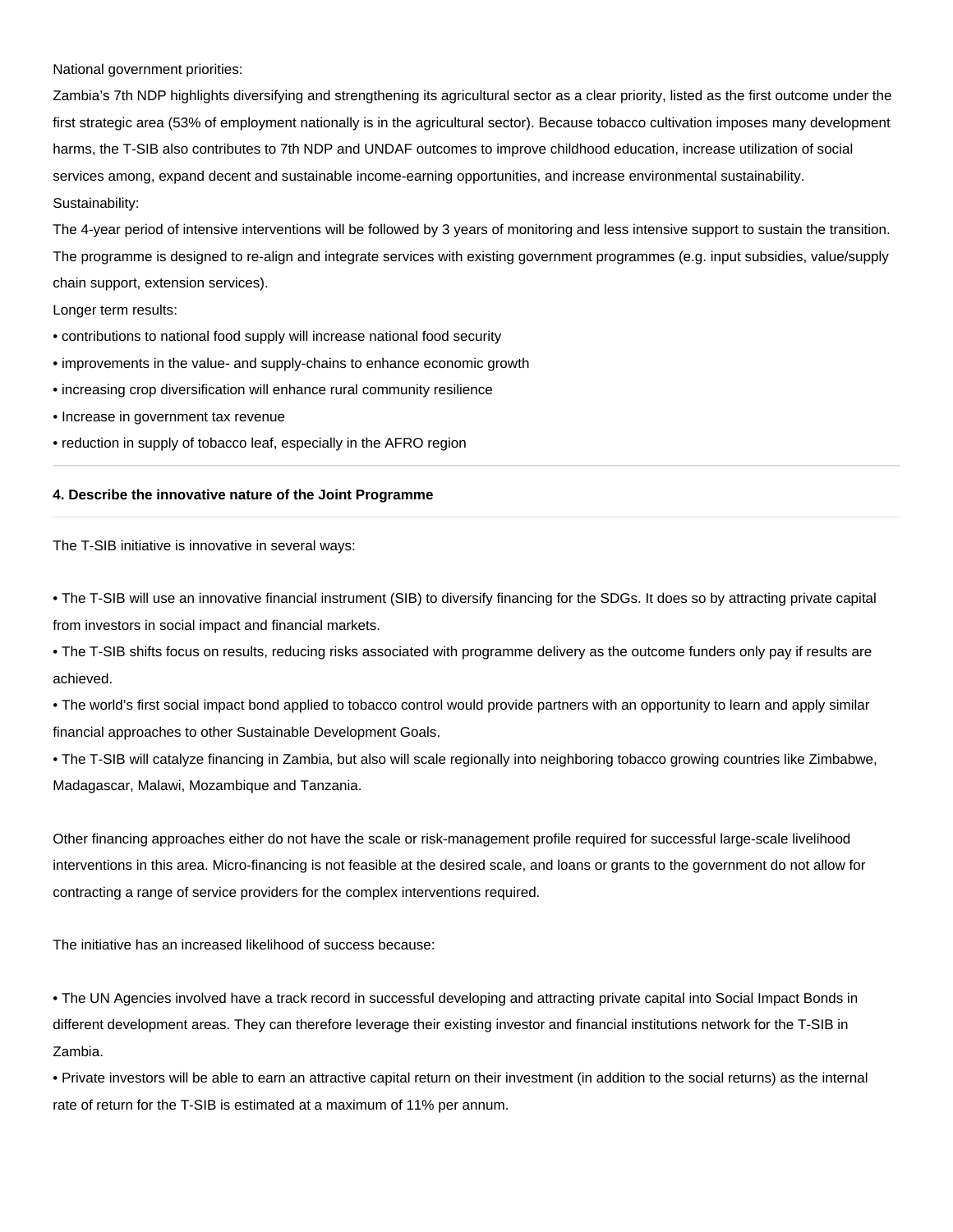National government priorities:

Zambia's 7th NDP highlights diversifying and strengthening its agricultural sector as a clear priority, listed as the first outcome under the first strategic area (53% of employment nationally is in the agricultural sector). Because tobacco cultivation imposes many development harms, the T-SIB also contributes to 7th NDP and UNDAF outcomes to improve childhood education, increase utilization of social services among, expand decent and sustainable income-earning opportunities, and increase environmental sustainability.

Sustainability:

The 4-year period of intensive interventions will be followed by 3 years of monitoring and less intensive support to sustain the transition. The programme is designed to re-align and integrate services with existing government programmes (e.g. input subsidies, value/supply chain support, extension services).

Longer term results:

- contributions to national food supply will increase national food security
- improvements in the value- and supply-chains to enhance economic growth
- increasing crop diversification will enhance rural community resilience
- Increase in government tax revenue
- reduction in supply of tobacco leaf, especially in the AFRO region

---

**4. Describe the innovative nature of the Joint Programme**

---

The T-SIB initiative is innovative in several ways:

- The T-SIB will use an innovative financial instrument (SIB) to diversify financing for the SDGs. It does so by attracting private capital from investors in social impact and financial markets.
- The T-SIB shifts focus on results, reducing risks associated with programme delivery as the outcome funders only pay if results are achieved.
- The world's first social impact bond applied to tobacco control would provide partners with an opportunity to learn and apply similar financial approaches to other Sustainable Development Goals.
- The T-SIB will catalyze financing in Zambia, but also will scale regionally into neighboring tobacco growing countries like Zimbabwe, Madagascar, Malawi, Mozambique and Tanzania.

Other financing approaches either do not have the scale or risk-management profile required for successful large-scale livelihood interventions in this area. Micro-financing is not feasible at the desired scale, and loans or grants to the government do not allow for contracting a range of service providers for the complex interventions required.

The initiative has an increased likelihood of success because:

- The UN Agencies involved have a track record in successful developing and attracting private capital into Social Impact Bonds in different development areas. They can therefore leverage their existing investor and financial institutions network for the T-SIB in Zambia.
- Private investors will be able to earn an attractive capital return on their investment (in addition to the social returns) as the internal rate of return for the T-SIB is estimated at a maximum of 11% per annum.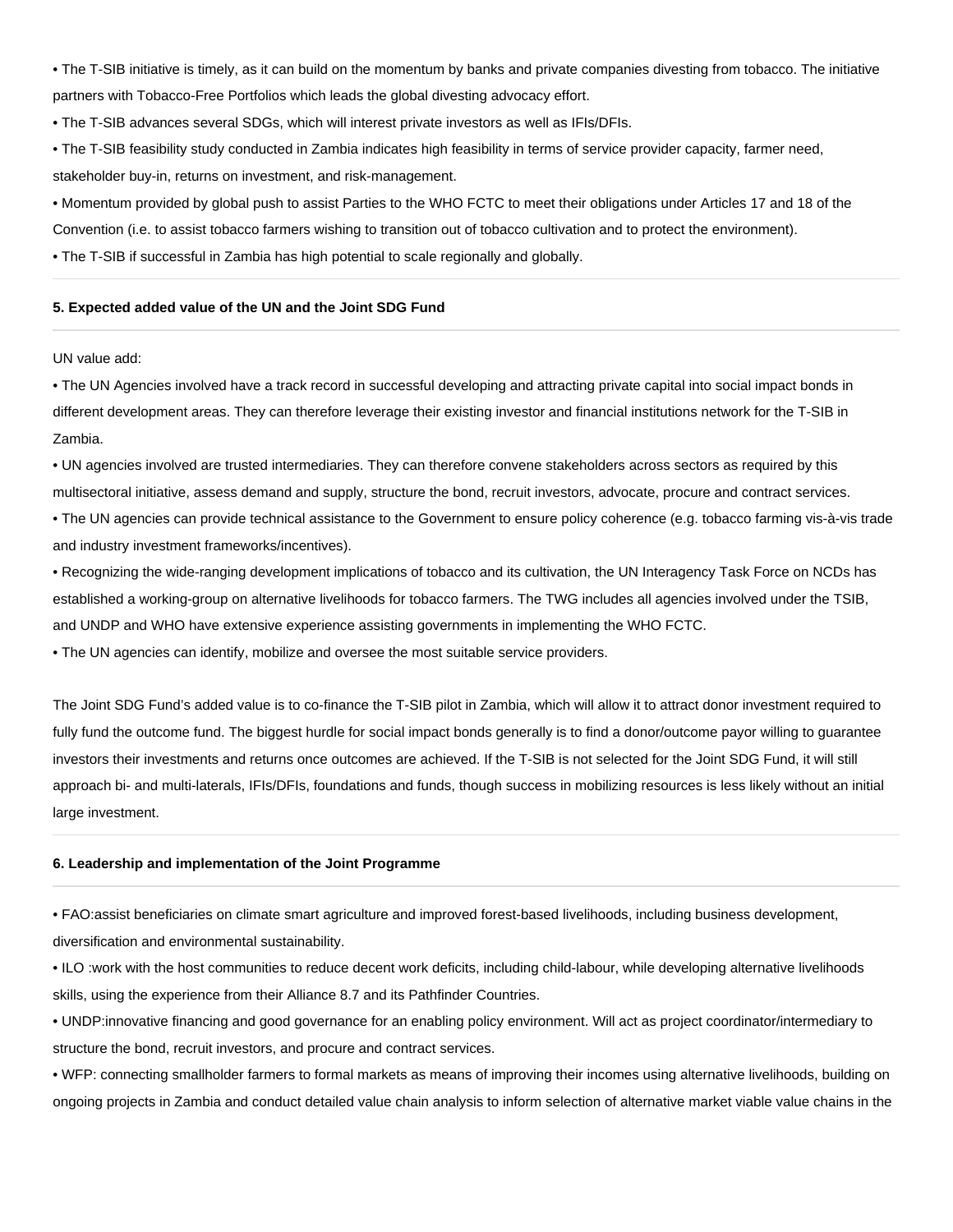- The T-SIB initiative is timely, as it can build on the momentum by banks and private companies divesting from tobacco. The initiative partners with Tobacco-Free Portfolios which leads the global divesting advocacy effort.
- The T-SIB advances several SDGs, which will interest private investors as well as IFIs/DFIs.
- The T-SIB feasibility study conducted in Zambia indicates high feasibility in terms of service provider capacity, farmer need, stakeholder buy-in, returns on investment, and risk-management.
- Momentum provided by global push to assist Parties to the WHO FCTC to meet their obligations under Articles 17 and 18 of the Convention (i.e. to assist tobacco farmers wishing to transition out of tobacco cultivation and to protect the environment).
- The T-SIB if successful in Zambia has high potential to scale regionally and globally.

#### 5. Expected added value of the UN and the Joint SDG Fund

UN value add:

- The UN Agencies involved have a track record in successful developing and attracting private capital into social impact bonds in different development areas. They can therefore leverage their existing investor and financial institutions network for the T-SIB in Zambia.
- UN agencies involved are trusted intermediaries. They can therefore convene stakeholders across sectors as required by this multisectoral initiative, assess demand and supply, structure the bond, recruit investors, advocate, procure and contract services.
- The UN agencies can provide technical assistance to the Government to ensure policy coherence (e.g. tobacco farming vis-à-vis trade and industry investment frameworks/incentives).
- Recognizing the wide-ranging development implications of tobacco and its cultivation, the UN Interagency Task Force on NCDs has established a working-group on alternative livelihoods for tobacco farmers. The TWG includes all agencies involved under the TSIB, and UNDP and WHO have extensive experience assisting governments in implementing the WHO FCTC.
- The UN agencies can identify, mobilize and oversee the most suitable service providers.

The Joint SDG Fund's added value is to co-finance the T-SIB pilot in Zambia, which will allow it to attract donor investment required to fully fund the outcome fund. The biggest hurdle for social impact bonds generally is to find a donor/outcome payor willing to guarantee investors their investments and returns once outcomes are achieved. If the T-SIB is not selected for the Joint SDG Fund, it will still approach bi- and multi-laterals, IFIs/DFIs, foundations and funds, though success in mobilizing resources is less likely without an initial large investment.

#### 6. Leadership and implementation of the Joint Programme

- FAO:assist beneficiaries on climate smart agriculture and improved forest-based livelihoods, including business development, diversification and environmental sustainability.
- ILO :work with the host communities to reduce decent work deficits, including child-labour, while developing alternative livelihoods skills, using the experience from their Alliance 8.7 and its Pathfinder Countries.
- UNDP:innovative financing and good governance for an enabling policy environment. Will act as project coordinator/intermediary to structure the bond, recruit investors, and procure and contract services.
- WFP: connecting smallholder farmers to formal markets as means of improving their incomes using alternative livelihoods, building on ongoing projects in Zambia and conduct detailed value chain analysis to inform selection of alternative market viable value chains in the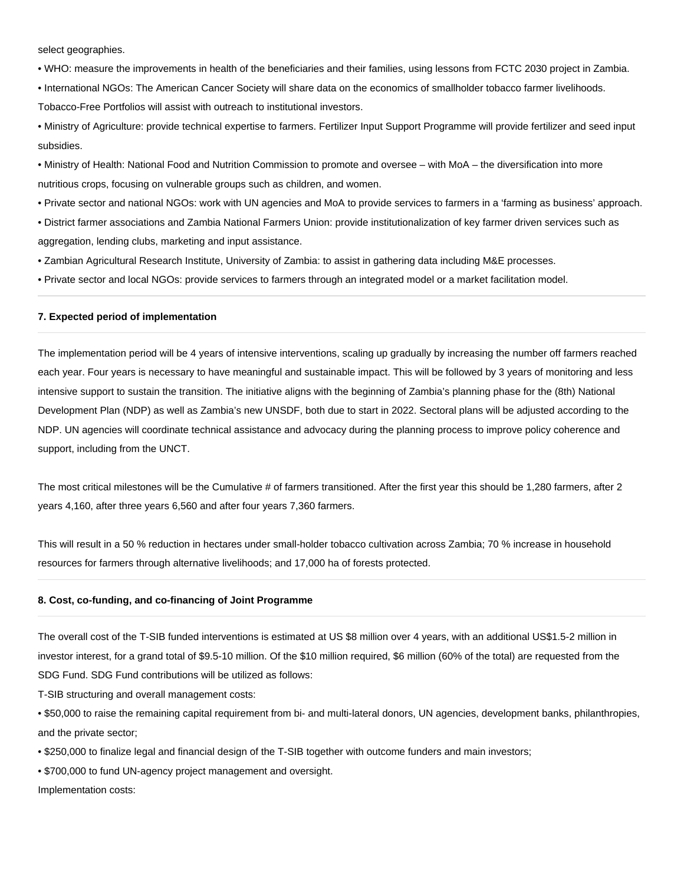select geographies.

• WHO: measure the improvements in health of the beneficiaries and their families, using lessons from FCTC 2030 project in Zambia.

• International NGOs: The American Cancer Society will share data on the economics of smallholder tobacco farmer livelihoods. Tobacco-Free Portfolios will assist with outreach to institutional investors.

• Ministry of Agriculture: provide technical expertise to farmers. Fertilizer Input Support Programme will provide fertilizer and seed input subsidies.

• Ministry of Health: National Food and Nutrition Commission to promote and oversee – with MoA – the diversification into more nutritious crops, focusing on vulnerable groups such as children, and women.

• Private sector and national NGOs: work with UN agencies and MoA to provide services to farmers in a 'farming as business' approach.

• District farmer associations and Zambia National Farmers Union: provide institutionalization of key farmer driven services such as aggregation, lending clubs, marketing and input assistance.

• Zambian Agricultural Research Institute, University of Zambia: to assist in gathering data including M&E processes.

• Private sector and local NGOs: provide services to farmers through an integrated model or a market facilitation model.

---

**7. Expected period of implementation**

---

The implementation period will be 4 years of intensive interventions, scaling up gradually by increasing the number off farmers reached each year. Four years is necessary to have meaningful and sustainable impact. This will be followed by 3 years of monitoring and less intensive support to sustain the transition. The initiative aligns with the beginning of Zambia's planning phase for the (8th) National Development Plan (NDP) as well as Zambia's new UNSDF, both due to start in 2022. Sectoral plans will be adjusted according to the NDP. UN agencies will coordinate technical assistance and advocacy during the planning process to improve policy coherence and support, including from the UNCT.

The most critical milestones will be the Cumulative # of farmers transitioned. After the first year this should be 1,280 farmers, after 2 years 4,160, after three years 6,560 and after four years 7,360 farmers.

This will result in a 50 % reduction in hectares under small-holder tobacco cultivation across Zambia; 70 % increase in household resources for farmers through alternative livelihoods; and 17,000 ha of forests protected.

---

**8. Cost, co-funding, and co-financing of Joint Programme**

---

The overall cost of the T-SIB funded interventions is estimated at US $8 million over 4 years, with an additional US$1.5-2 million in investor interest, for a grand total of $9.5-10 million. Of the $10 million required, $6 million (60% of the total) are requested from the SDG Fund. SDG Fund contributions will be utilized as follows:

T-SIB structuring and overall management costs:

• $50,000 to raise the remaining capital requirement from bi- and multi-lateral donors, UN agencies, development banks, philanthropies, and the private sector;

• $250,000 to finalize legal and financial design of the T-SIB together with outcome funders and main investors;

• $700,000 to fund UN-agency project management and oversight.

Implementation costs: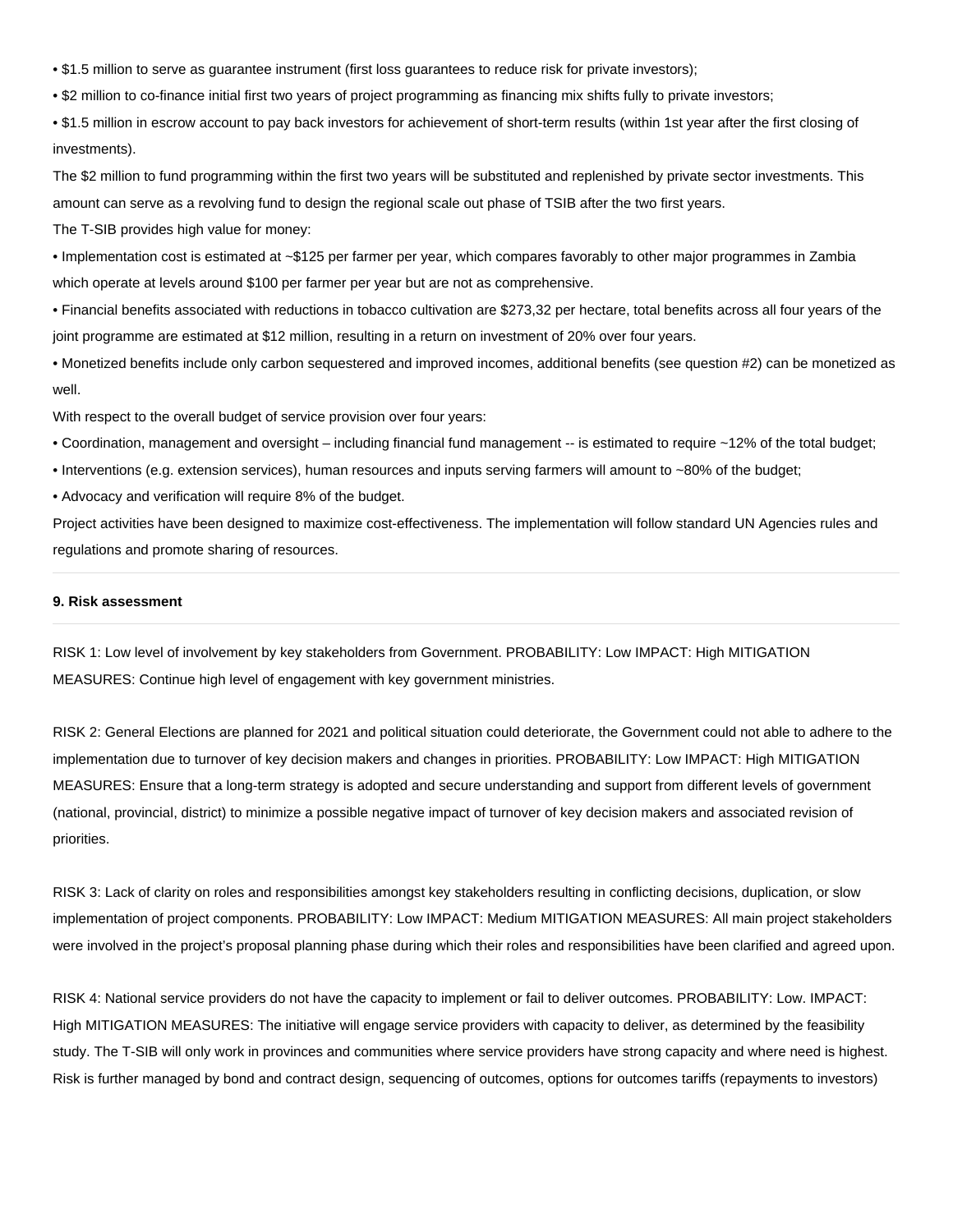- $1.5 million to serve as guarantee instrument (first loss guarantees to reduce risk for private investors);
- $2 million to co-finance initial first two years of project programming as financing mix shifts fully to private investors;
- $1.5 million in escrow account to pay back investors for achievement of short-term results (within 1st year after the first closing of investments).

The $2 million to fund programming within the first two years will be substituted and replenished by private sector investments. This amount can serve as a revolving fund to design the regional scale out phase of TSIB after the two first years.

The T-SIB provides high value for money:

- Implementation cost is estimated at ~$125 per farmer per year, which compares favorably to other major programmes in Zambia which operate at levels around $100 per farmer per year but are not as comprehensive.
- Financial benefits associated with reductions in tobacco cultivation are $273,32 per hectare, total benefits across all four years of the joint programme are estimated at $12 million, resulting in a return on investment of 20% over four years.
- Monetized benefits include only carbon sequestered and improved incomes, additional benefits (see question #2) can be monetized as well.

With respect to the overall budget of service provision over four years:

- Coordination, management and oversight – including financial fund management -- is estimated to require ~12% of the total budget;
- Interventions (e.g. extension services), human resources and inputs serving farmers will amount to ~80% of the budget;
- Advocacy and verification will require 8% of the budget.

Project activities have been designed to maximize cost-effectiveness. The implementation will follow standard UN Agencies rules and regulations and promote sharing of resources.

---

**9. Risk assessment**

---

RISK 1: Low level of involvement by key stakeholders from Government. PROBABILITY: Low IMPACT: High MITIGATION MEASURES: Continue high level of engagement with key government ministries.

RISK 2: General Elections are planned for 2021 and political situation could deteriorate, the Government could not able to adhere to the implementation due to turnover of key decision makers and changes in priorities. PROBABILITY: Low IMPACT: High MITIGATION MEASURES: Ensure that a long-term strategy is adopted and secure understanding and support from different levels of government (national, provincial, district) to minimize a possible negative impact of turnover of key decision makers and associated revision of priorities.

RISK 3: Lack of clarity on roles and responsibilities amongst key stakeholders resulting in conflicting decisions, duplication, or slow implementation of project components. PROBABILITY: Low IMPACT: Medium MITIGATION MEASURES: All main project stakeholders were involved in the project's proposal planning phase during which their roles and responsibilities have been clarified and agreed upon.

RISK 4: National service providers do not have the capacity to implement or fail to deliver outcomes. PROBABILITY: Low. IMPACT: High MITIGATION MEASURES: The initiative will engage service providers with capacity to deliver, as determined by the feasibility study. The T-SIB will only work in provinces and communities where service providers have strong capacity and where need is highest. Risk is further managed by bond and contract design, sequencing of outcomes, options for outcomes tariffs (repayments to investors)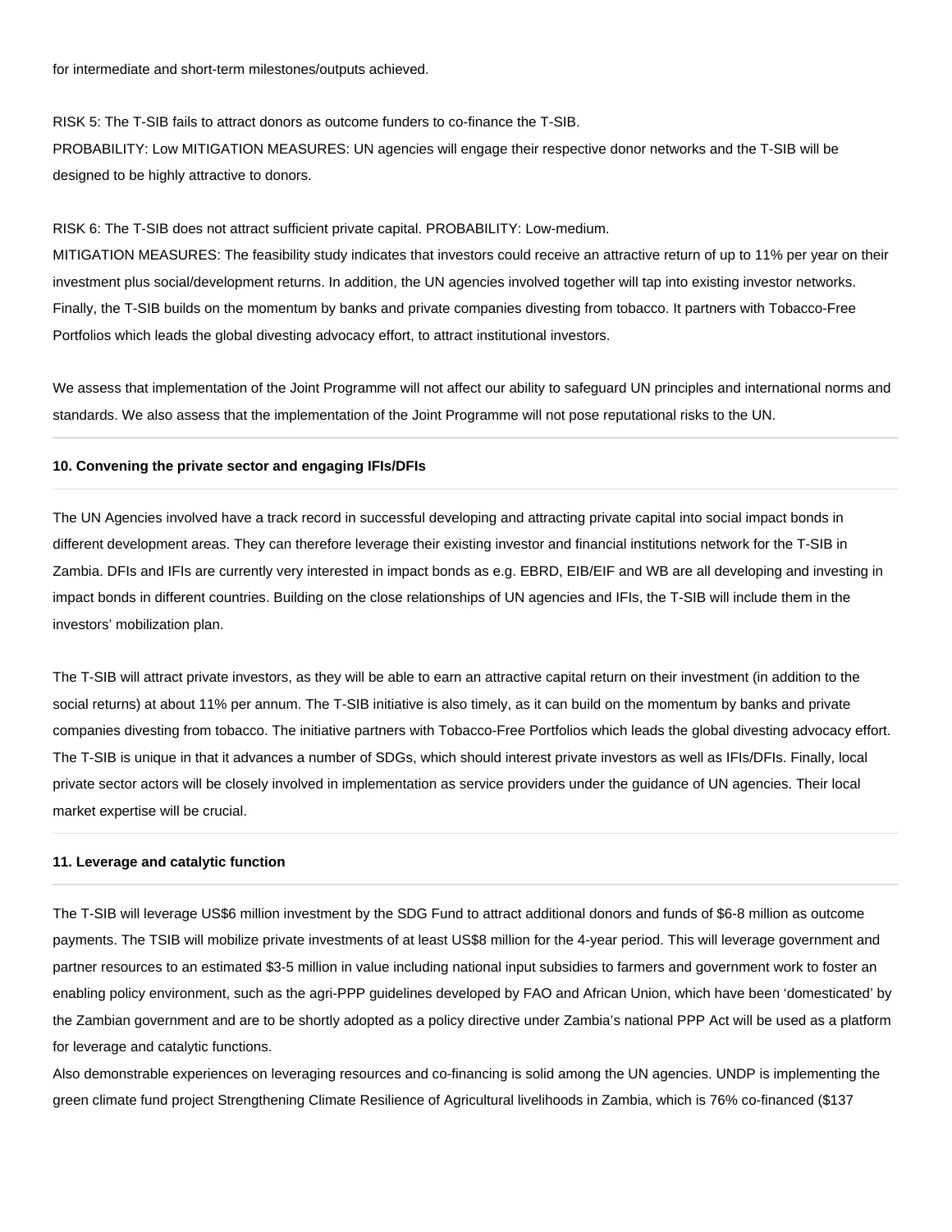for intermediate and short-term milestones/outputs achieved.

RISK 5: The T-SIB fails to attract donors as outcome funders to co-finance the T-SIB.
PROBABILITY: Low MITIGATION MEASURES: UN agencies will engage their respective donor networks and the T-SIB will be designed to be highly attractive to donors.

RISK 6: The T-SIB does not attract sufficient private capital. PROBABILITY: Low-medium.
MITIGATION MEASURES: The feasibility study indicates that investors could receive an attractive return of up to 11% per year on their investment plus social/development returns. In addition, the UN agencies involved together will tap into existing investor networks. Finally, the T-SIB builds on the momentum by banks and private companies divesting from tobacco. It partners with Tobacco-Free Portfolios which leads the global divesting advocacy effort, to attract institutional investors.

We assess that implementation of the Joint Programme will not affect our ability to safeguard UN principles and international norms and standards. We also assess that the implementation of the Joint Programme will not pose reputational risks to the UN.

#### 10. Convening the private sector and engaging IFIs/DFIs

The UN Agencies involved have a track record in successful developing and attracting private capital into social impact bonds in different development areas. They can therefore leverage their existing investor and financial institutions network for the T-SIB in Zambia. DFIs and IFIs are currently very interested in impact bonds as e.g. EBRD, EIB/EIF and WB are all developing and investing in impact bonds in different countries. Building on the close relationships of UN agencies and IFIs, the T-SIB will include them in the investors' mobilization plan.

The T-SIB will attract private investors, as they will be able to earn an attractive capital return on their investment (in addition to the social returns) at about 11% per annum. The T-SIB initiative is also timely, as it can build on the momentum by banks and private companies divesting from tobacco. The initiative partners with Tobacco-Free Portfolios which leads the global divesting advocacy effort. The T-SIB is unique in that it advances a number of SDGs, which should interest private investors as well as IFIs/DFIs. Finally, local private sector actors will be closely involved in implementation as service providers under the guidance of UN agencies. Their local market expertise will be crucial.

#### 11. Leverage and catalytic function

The T-SIB will leverage US$6 million investment by the SDG Fund to attract additional donors and funds of $6-8 million as outcome payments. The TSIB will mobilize private investments of at least US$8 million for the 4-year period. This will leverage government and partner resources to an estimated $3-5 million in value including national input subsidies to farmers and government work to foster an enabling policy environment, such as the agri-PPP guidelines developed by FAO and African Union, which have been 'domesticated' by the Zambian government and are to be shortly adopted as a policy directive under Zambia's national PPP Act will be used as a platform for leverage and catalytic functions.
Also demonstrable experiences on leveraging resources and co-financing is solid among the UN agencies. UNDP is implementing the green climate fund project Strengthening Climate Resilience of Agricultural livelihoods in Zambia, which is 76% co-financed ($137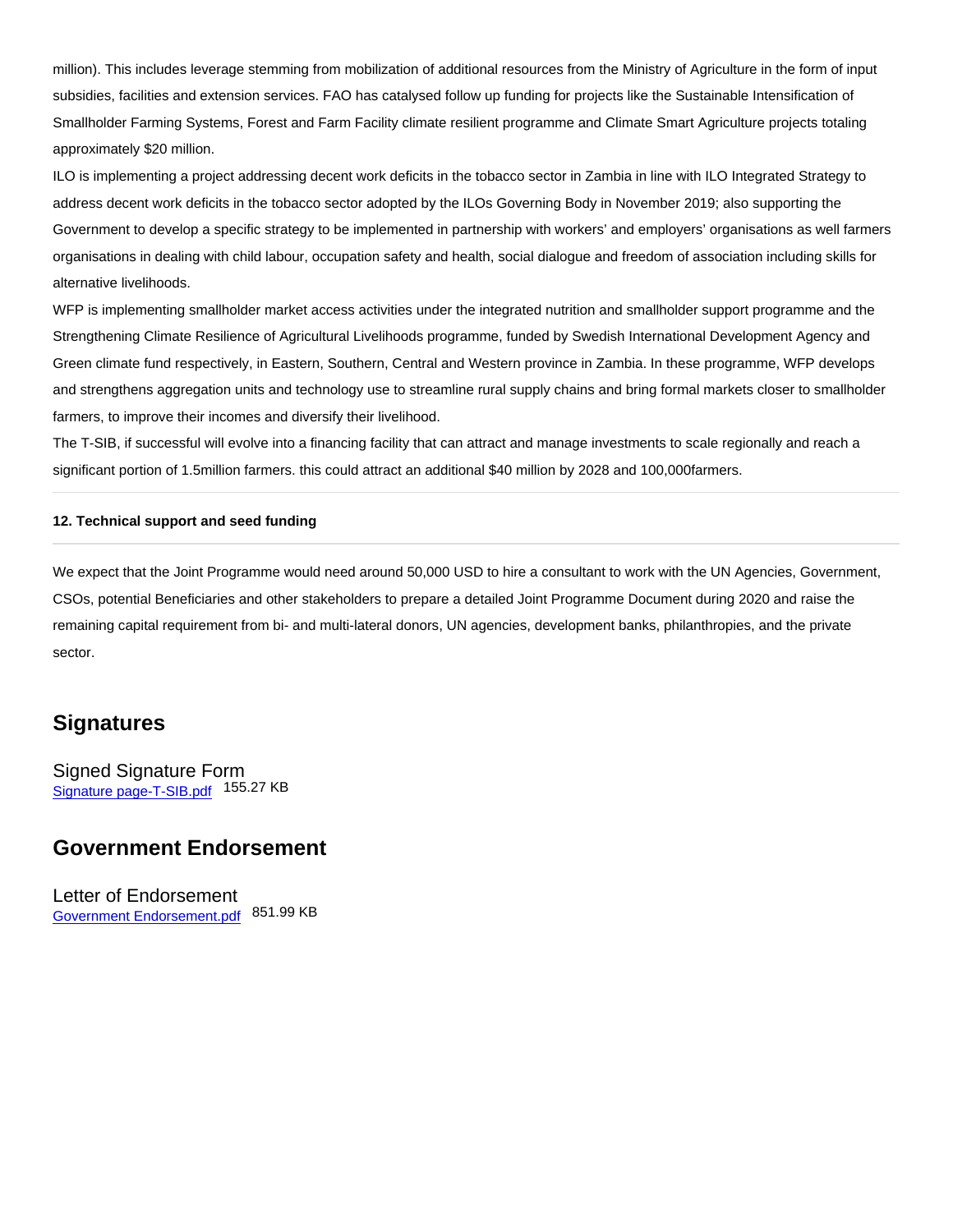million). This includes leverage stemming from mobilization of additional resources from the Ministry of Agriculture in the form of input subsidies, facilities and extension services. FAO has catalysed follow up funding for projects like the Sustainable Intensification of Smallholder Farming Systems, Forest and Farm Facility climate resilient programme and Climate Smart Agriculture projects totaling approximately $20 million.

ILO is implementing a project addressing decent work deficits in the tobacco sector in Zambia in line with ILO Integrated Strategy to address decent work deficits in the tobacco sector adopted by the ILOs Governing Body in November 2019; also supporting the Government to develop a specific strategy to be implemented in partnership with workers' and employers' organisations as well farmers organisations in dealing with child labour, occupation safety and health, social dialogue and freedom of association including skills for alternative livelihoods.

WFP is implementing smallholder market access activities under the integrated nutrition and smallholder support programme and the Strengthening Climate Resilience of Agricultural Livelihoods programme, funded by Swedish International Development Agency and Green climate fund respectively, in Eastern, Southern, Central and Western province in Zambia. In these programme, WFP develops and strengthens aggregation units and technology use to streamline rural supply chains and bring formal markets closer to smallholder farmers, to improve their incomes and diversify their livelihood.

The T-SIB, if successful will evolve into a financing facility that can attract and manage investments to scale regionally and reach a significant portion of 1.5million farmers. this could attract an additional $40 million by 2028 and 100,000farmers.

---

**12. Technical support and seed funding**

---

We expect that the Joint Programme would need around 50,000 USD to hire a consultant to work with the UN Agencies, Government, CSOs, potential Beneficiaries and other stakeholders to prepare a detailed Joint Programme Document during 2020 and raise the remaining capital requirement from bi- and multi-lateral donors, UN agencies, development banks, philanthropies, and the private sector.

## Signatures

Signed Signature Form
Signature page-T-SIB.pdf 155.27 KB

## Government Endorsement

Letter of Endorsement
Government Endorsement.pdf 851.99 KB